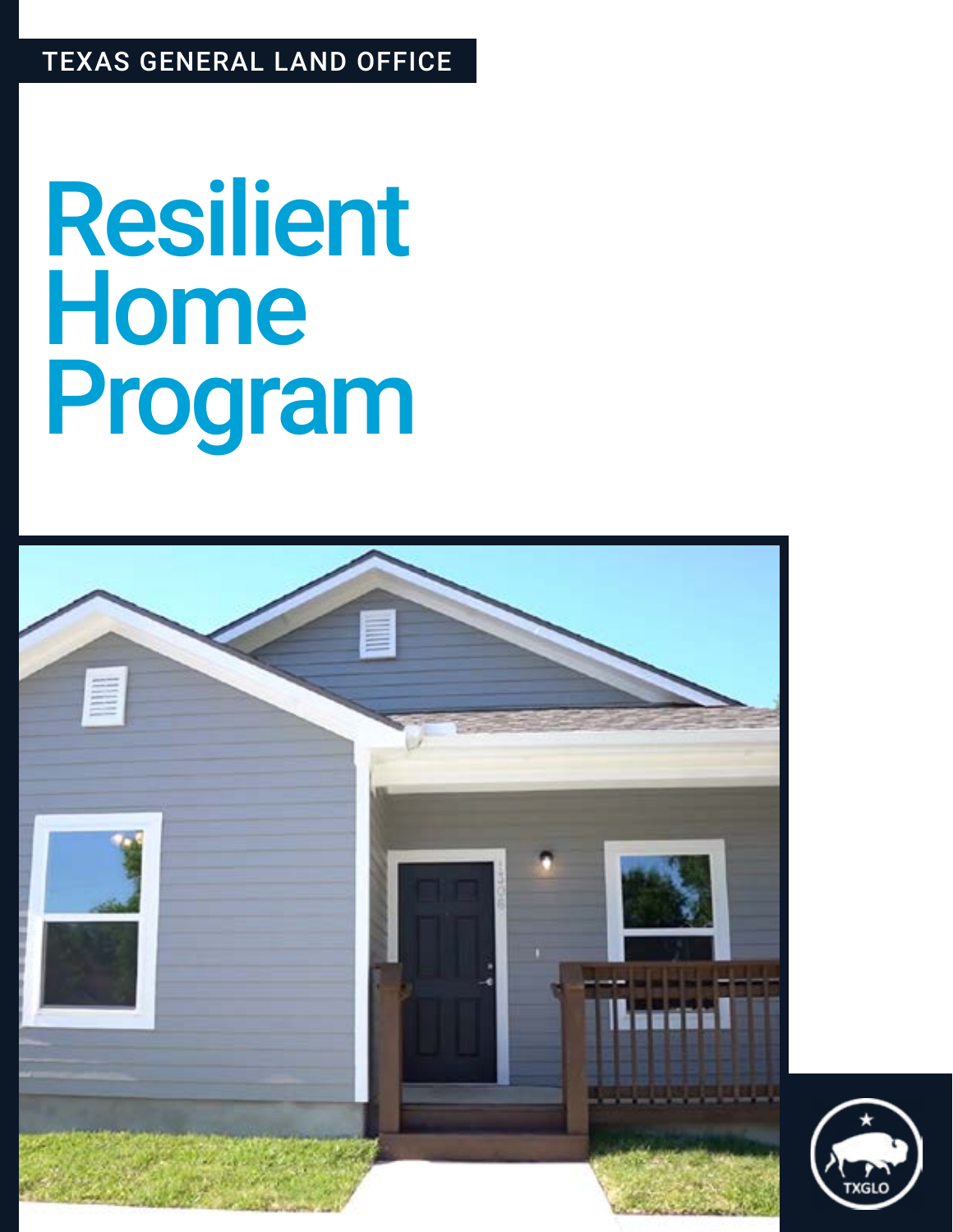TEXAS GENERAL LAND OFFICE

# Resilient Home Program

TXGLO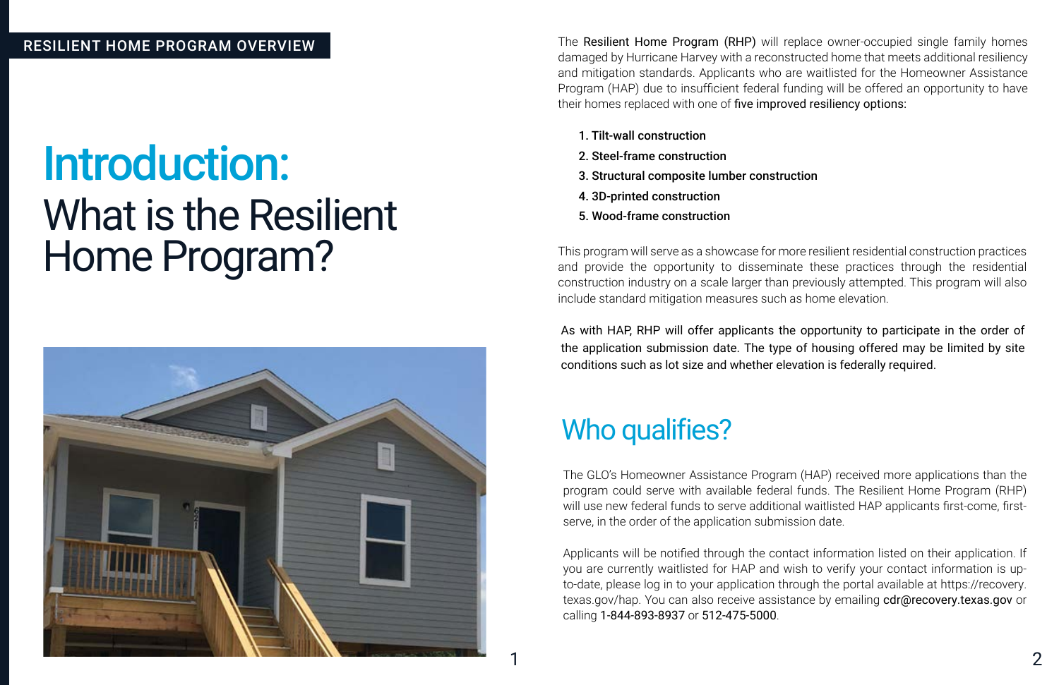RESILIENT HOME PROGRAM OVERVIEW

# Introduction: What is the Resilient Home Program?

The Resilient Home Program (RHP) will replace owner-occupied single family homes damaged by Hurricane Harvey with a reconstructed home that meets additional resiliency and mitigation standards. Applicants who are waitlisted for the Homeowner Assistance Program (HAP) due to insufficient federal funding will be offered an opportunity to have their homes replaced with one of five improved resiliency options:

1. **Tilt-wall construction**
2. **Steel-frame construction**
3. **Structural composite lumber construction**
4. **3D-printed construction**
5. **Wood-frame construction**

This program will serve as a showcase for more resilient residential construction practices and provide the opportunity to disseminate these practices through the residential construction industry on a scale larger than previously attempted. This program will also include standard mitigation measures such as home elevation.

As with HAP, RHP will offer applicants the opportunity to participate in the order of the application submission date. The type of housing offered may be limited by site conditions such as lot size and whether elevation is federally required.

## Who qualifies?

The GLO's Homeowner Assistance Program (HAP) received more applications than the program could serve with available federal funds. The Resilient Home Program (RHP) will use new federal funds to serve additional waitlisted HAP applicants first-come, first-serve, in the order of the application submission date.

Applicants will be notified through the contact information listed on their application. If you are currently waitlisted for HAP and wish to verify your contact information is up-to-date, please log in to your application through the portal available at https://recovery.texas.gov/hap. You can also receive assistance by emailing cdr@recovery.texas.gov or calling 1-844-893-8937 or 512-475-5000.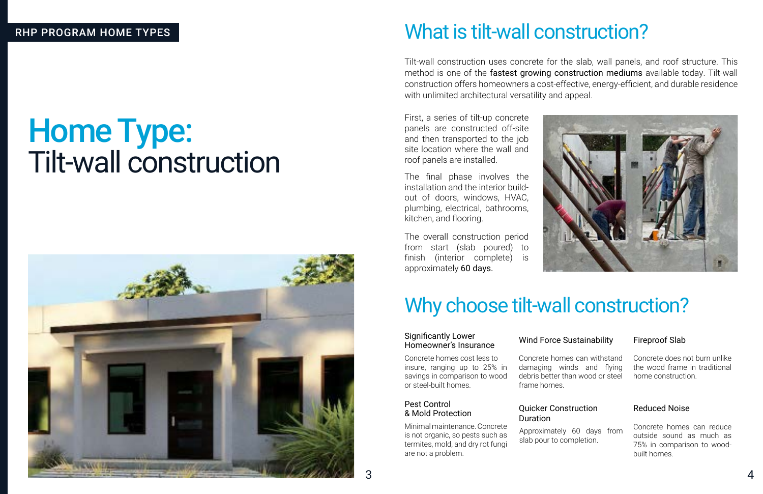RHP PROGRAM HOME TYPES

# **Home Type:** Tilt-wall construction

## What is tilt-wall construction?

Tilt-wall construction uses concrete for the slab, wall panels, and roof structure. This method is one of the fastest growing construction mediums available today. Tilt-wall construction offers homeowners a cost-effective, energy-efficient, and durable residence with unlimited architectural versatility and appeal.

First, a series of tilt-up concrete panels are constructed off-site and then transported to the job site location where the wall and roof panels are installed.

The final phase involves the installation and the interior build-out of doors, windows, HVAC, plumbing, electrical, bathrooms, kitchen, and flooring.

The overall construction period from start (slab poured) to finish (interior complete) is approximately 60 days.

## Why choose tilt-wall construction?

### Significantly Lower Homeowner's Insurance

Concrete homes cost less to insure, ranging up to 25% in savings in comparison to wood or steel-built homes.

### Wind Force Sustainability

Concrete homes can withstand damaging winds and flying debris better than wood or steel frame homes.

### Fireproof Slab

Concrete does not burn unlike the wood frame in traditional home construction.

### Pest Control & Mold Protection

Minimal maintenance. Concrete is not organic, so pests such as termites, mold, and dry rot fungi are not a problem.

### Quicker Construction Duration

Approximately 60 days from slab pour to completion.

### Reduced Noise

Concrete homes can reduce outside sound as much as 75% in comparison to wood-built homes.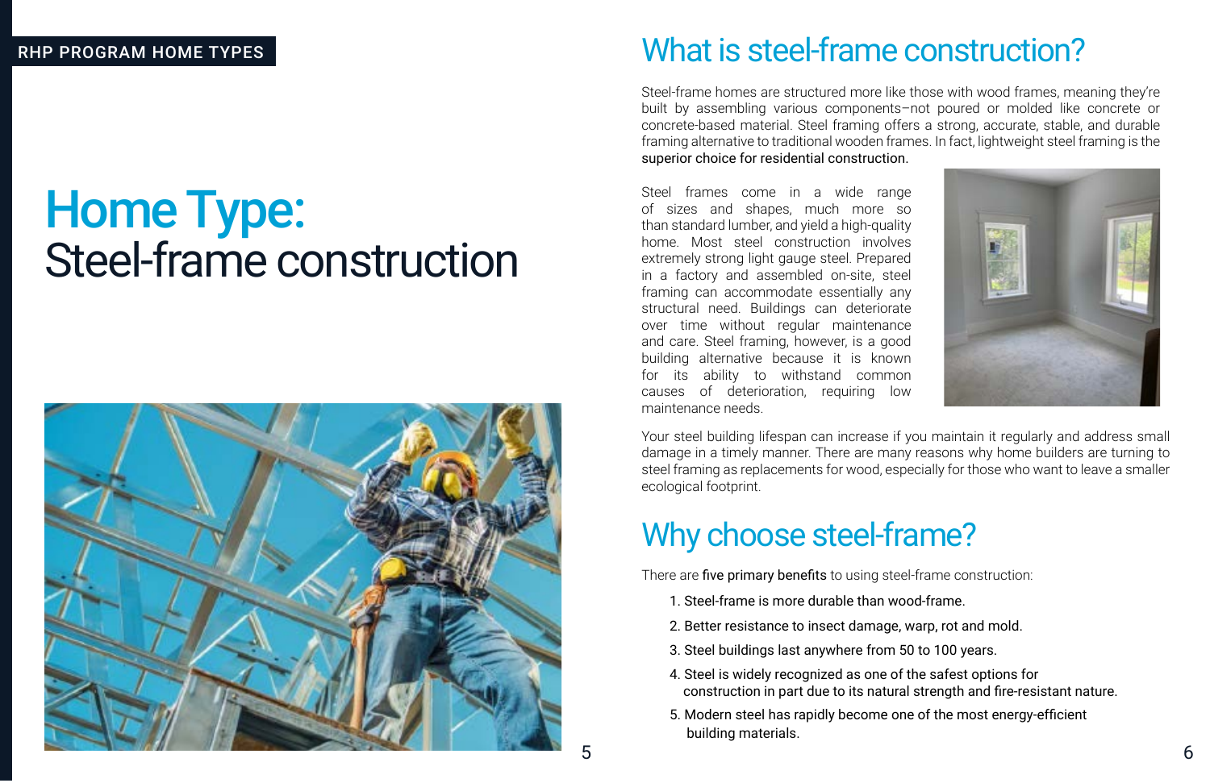RHP PROGRAM HOME TYPES

# **Home Type:** Steel-frame construction

## What is steel-frame construction?

Steel-frame homes are structured more like those with wood frames, meaning they're built by assembling various components–not poured or molded like concrete or concrete-based material. Steel framing offers a strong, accurate, stable, and durable framing alternative to traditional wooden frames. In fact, lightweight steel framing is the superior choice for residential construction.

Steel frames come in a wide range of sizes and shapes, much more so than standard lumber, and yield a high-quality home. Most steel construction involves extremely strong light gauge steel. Prepared in a factory and assembled on-site, steel framing can accommodate essentially any structural need. Buildings can deteriorate over time without regular maintenance and care. Steel framing, however, is a good building alternative because it is known for its ability to withstand common causes of deterioration, requiring low maintenance needs.

Your steel building lifespan can increase if you maintain it regularly and address small damage in a timely manner. There are many reasons why home builders are turning to steel framing as replacements for wood, especially for those who want to leave a smaller ecological footprint.

## Why choose steel-frame?

There are five primary benefits to using steel-frame construction:

1. Steel-frame is more durable than wood-frame.
2. Better resistance to insect damage, warp, rot and mold.
3. Steel buildings last anywhere from 50 to 100 years.
4. Steel is widely recognized as one of the safest options for construction in part due to its natural strength and fire-resistant nature.
5. Modern steel has rapidly become one of the most energy-efficient building materials.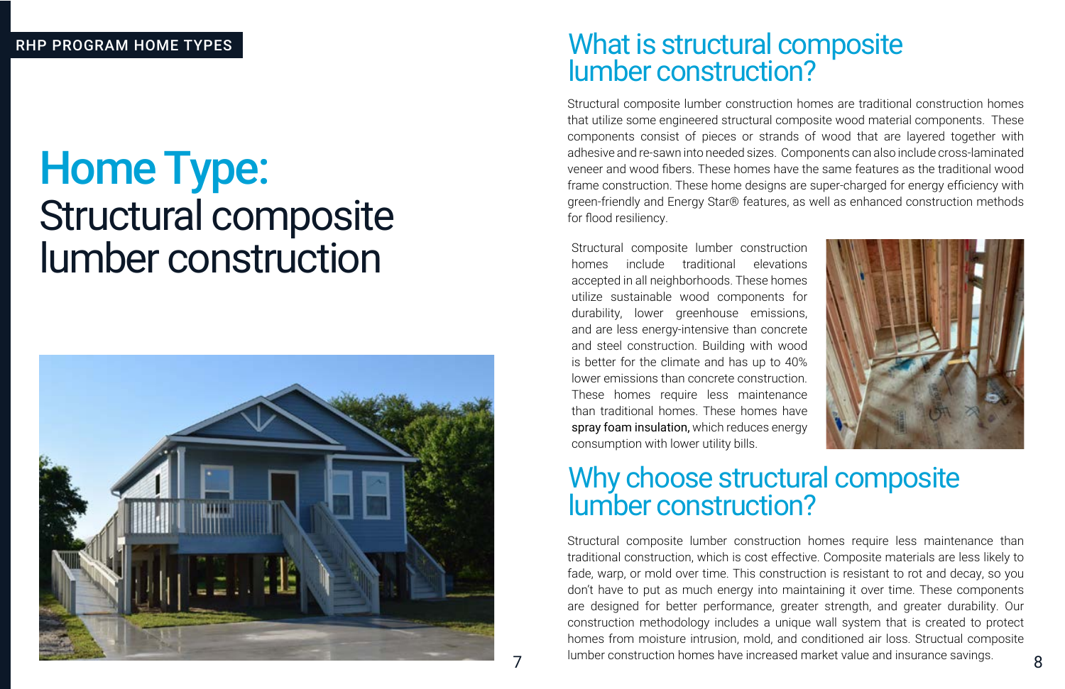RHP PROGRAM HOME TYPES

# Home Type: Structural composite lumber construction

## What is structural composite lumber construction?

Structural composite lumber construction homes are traditional construction homes that utilize some engineered structural composite wood material components. These components consist of pieces or strands of wood that are layered together with adhesive and re-sawn into needed sizes. Components can also include cross-laminated veneer and wood fibers. These homes have the same features as the traditional wood frame construction. These home designs are super-charged for energy efficiency with green-friendly and Energy Star® features, as well as enhanced construction methods for flood resiliency.

Structural composite lumber construction homes include traditional elevations accepted in all neighborhoods. These homes utilize sustainable wood components for durability, lower greenhouse emissions, and are less energy-intensive than concrete and steel construction. Building with wood is better for the climate and has up to 40% lower emissions than concrete construction. These homes require less maintenance than traditional homes. These homes have spray foam insulation, which reduces energy consumption with lower utility bills.

## Why choose structural composite lumber construction?

Structural composite lumber construction homes require less maintenance than traditional construction, which is cost effective. Composite materials are less likely to fade, warp, or mold over time. This construction is resistant to rot and decay, so you don't have to put as much energy into maintaining it over time. These components are designed for better performance, greater strength, and greater durability. Our construction methodology includes a unique wall system that is created to protect homes from moisture intrusion, mold, and conditioned air loss. Structural composite lumber construction homes have increased market value and insurance savings.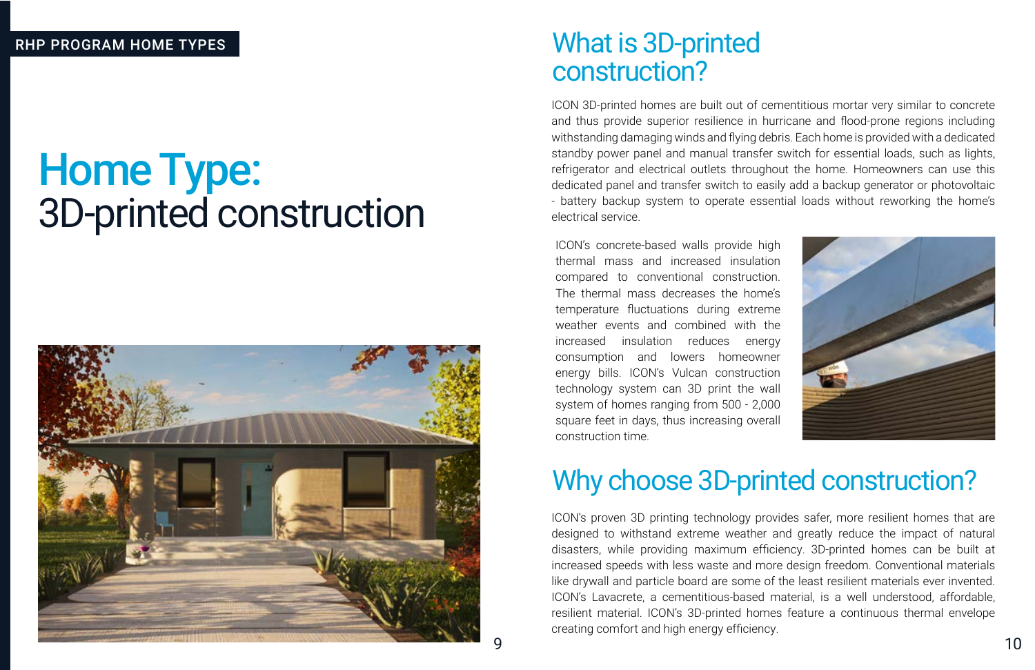RHP PROGRAM HOME TYPES

# **Home Type:** 3D-printed construction

## What is 3D-printed construction?

ICON 3D-printed homes are built out of cementitious mortar very similar to concrete and thus provide superior resilience in hurricane and flood-prone regions including withstanding damaging winds and flying debris. Each home is provided with a dedicated standby power panel and manual transfer switch for essential loads, such as lights, refrigerator and electrical outlets throughout the home. Homeowners can use this dedicated panel and transfer switch to easily add a backup generator or photovoltaic - battery backup system to operate essential loads without reworking the home's electrical service.

ICON's concrete-based walls provide high thermal mass and increased insulation compared to conventional construction. The thermal mass decreases the home's temperature fluctuations during extreme weather events and combined with the increased insulation reduces energy consumption and lowers homeowner energy bills. ICON's Vulcan construction technology system can 3D print the wall system of homes ranging from 500 - 2,000 square feet in days, thus increasing overall construction time.

## Why choose 3D-printed construction?

ICON's proven 3D printing technology provides safer, more resilient homes that are designed to withstand extreme weather and greatly reduce the impact of natural disasters, while providing maximum efficiency. 3D-printed homes can be built at increased speeds with less waste and more design freedom. Conventional materials like drywall and particle board are some of the least resilient materials ever invented. ICON's Lavacrete, a cementitious-based material, is a well understood, affordable, resilient material. ICON's 3D-printed homes feature a continuous thermal envelope creating comfort and high energy efficiency.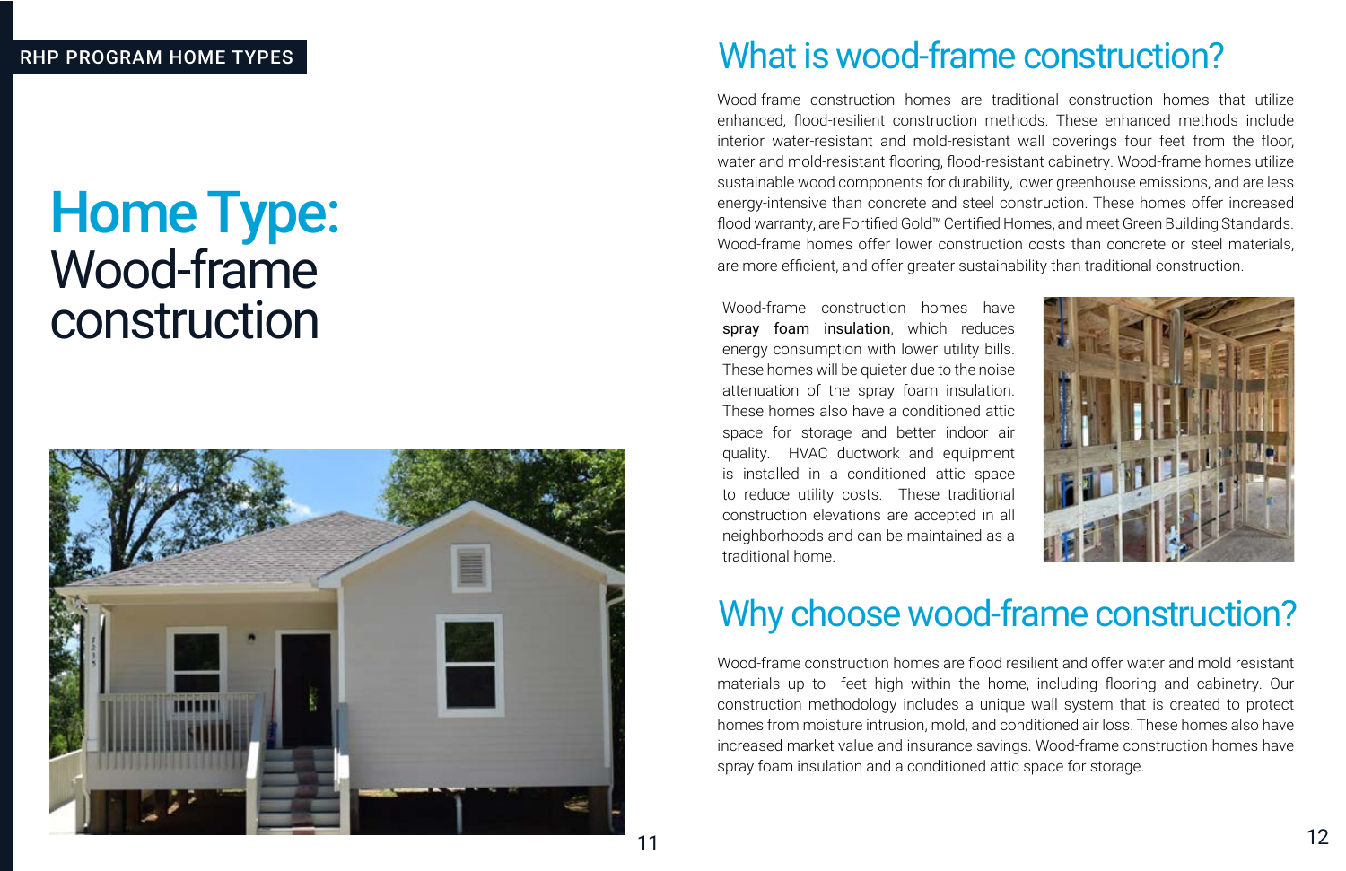RHP PROGRAM HOME TYPES

# Home Type: Wood-frame construction

## What is wood-frame construction?

Wood-frame construction homes are traditional construction homes that utilize enhanced, flood-resilient construction methods. These enhanced methods include interior water-resistant and mold-resistant wall coverings four feet from the floor, water and mold-resistant flooring, flood-resistant cabinetry. Wood-frame homes utilize sustainable wood components for durability, lower greenhouse emissions, and are less energy-intensive than concrete and steel construction. These homes offer increased flood warranty, are Fortified Gold™ Certified Homes, and meet Green Building Standards. Wood-frame homes offer lower construction costs than concrete or steel materials, are more efficient, and offer greater sustainability than traditional construction.

Wood-frame construction homes have spray foam insulation, which reduces energy consumption with lower utility bills. These homes will be quieter due to the noise attenuation of the spray foam insulation. These homes also have a conditioned attic space for storage and better indoor air quality. HVAC ductwork and equipment is installed in a conditioned attic space to reduce utility costs. These traditional construction elevations are accepted in all neighborhoods and can be maintained as a traditional home.

## Why choose wood-frame construction?

Wood-frame construction homes are flood resilient and offer water and mold resistant materials up to  feet high within the home, including flooring and cabinetry. Our construction methodology includes a unique wall system that is created to protect homes from moisture intrusion, mold, and conditioned air loss. These homes also have increased market value and insurance savings. Wood-frame construction homes have spray foam insulation and a conditioned attic space for storage.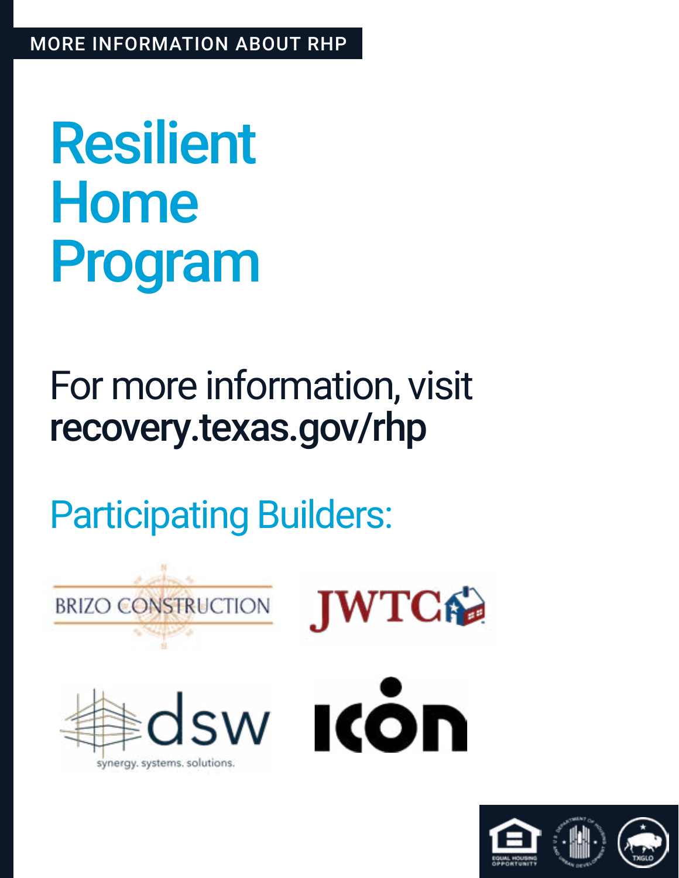MORE INFORMATION ABOUT RHP

# Resilient Home Program

For more information, visit
**recovery.texas.gov/rhp**

## Participating Builders:

BRIZO CONSTRUCTION

JWTC

dsw
synergy. systems. solutions.

ICON